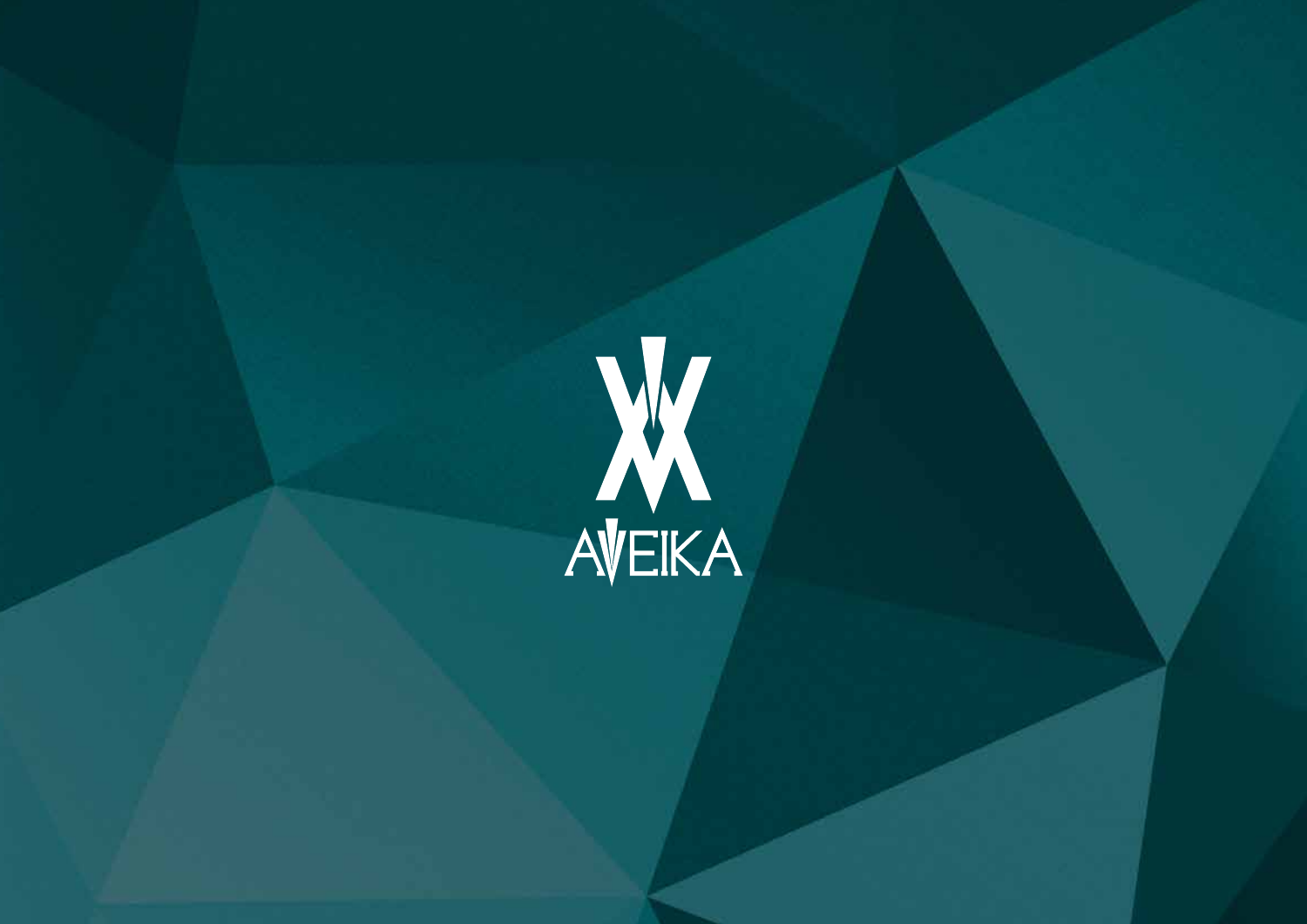AVEIKA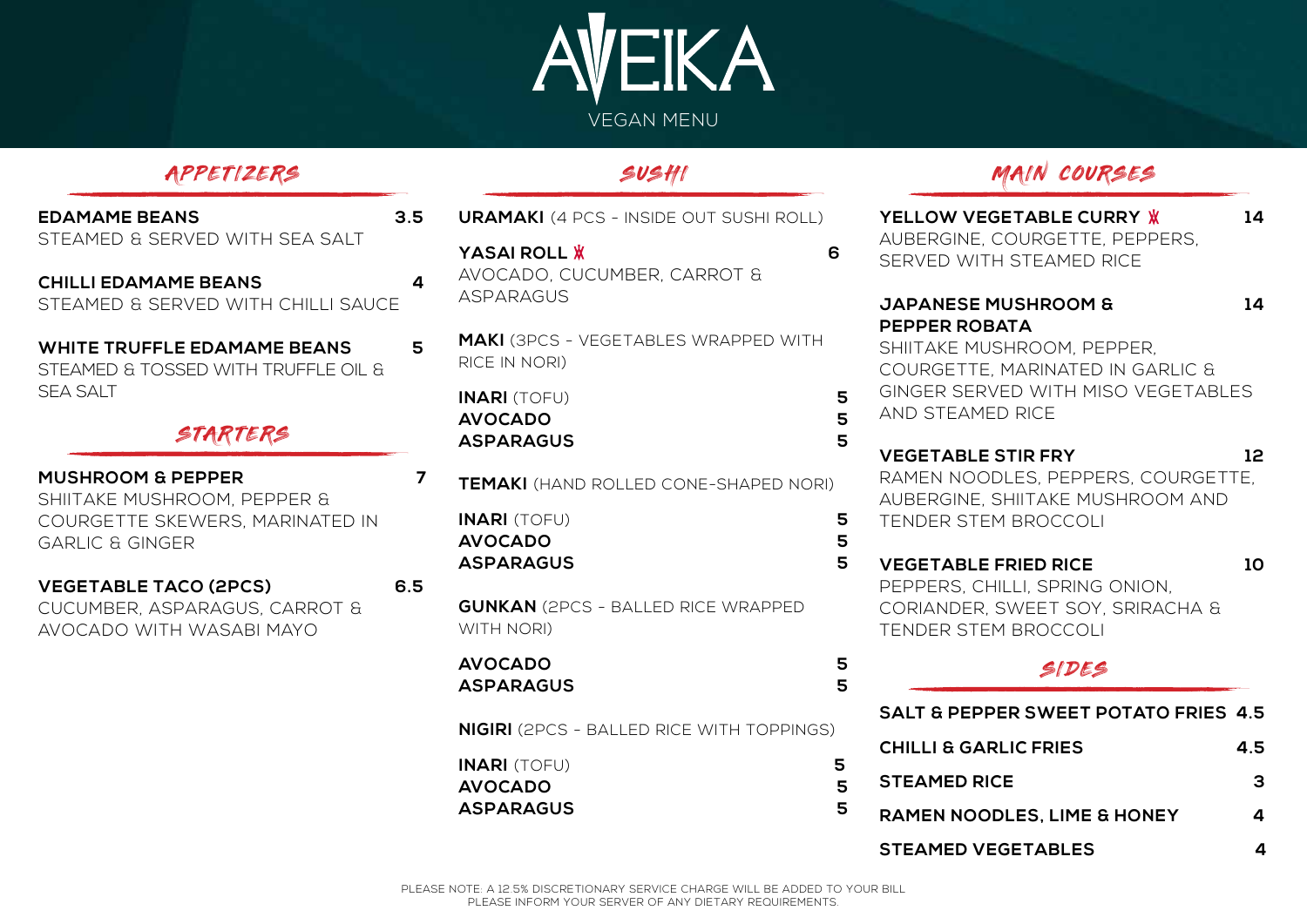# AVEIKA

VEGAN MENU

## APPETIZERS

**EDAMAME BEANS** 3.5
STEAMED & SERVED WITH SEA SALT

**CHILLI EDAMAME BEANS** 4
STEAMED & SERVED WITH CHILLI SAUCE

**WHITE TRUFFLE EDAMAME BEANS** 5
STEAMED & TOSSED WITH TRUFFLE OIL & SEA SALT

## STARTERS

**MUSHROOM & PEPPER** 7
SHIITAKE MUSHROOM, PEPPER & COURGETTE SKEWERS, MARINATED IN GARLIC & GINGER

**VEGETABLE TACO (2PCS)** 6.5
CUCUMBER, ASPARAGUS, CARROT & AVOCADO WITH WASABI MAYO

## SUSHI

**URAMAKI** (4 PCS - INSIDE OUT SUSHI ROLL)

**YASAI ROLL** 🌶 6
AVOCADO, CUCUMBER, CARROT & ASPARAGUS

**MAKI** (3PCS - VEGETABLES WRAPPED WITH RICE IN NORI)

**INARI** (TOFU) 5
**AVOCADO** 5
**ASPARAGUS** 5

**TEMAKI** (HAND ROLLED CONE-SHAPED NORI)

**INARI** (TOFU) 5
**AVOCADO** 5
**ASPARAGUS** 5

**GUNKAN** (2PCS - BALLED RICE WRAPPED WITH NORI)

**AVOCADO** 5
**ASPARAGUS** 5

**NIGIRI** (2PCS - BALLED RICE WITH TOPPINGS)

**INARI** (TOFU) 5
**AVOCADO** 5
**ASPARAGUS** 5

## MAIN COURSES

**YELLOW VEGETABLE CURRY** 🌶 14
AUBERGINE, COURGETTE, PEPPERS, SERVED WITH STEAMED RICE

**JAPANESE MUSHROOM & PEPPER ROBATA** 14
SHIITAKE MUSHROOM, PEPPER, COURGETTE, MARINATED IN GARLIC & GINGER SERVED WITH MISO VEGETABLES AND STEAMED RICE

**VEGETABLE STIR FRY** 12
RAMEN NOODLES, PEPPERS, COURGETTE, AUBERGINE, SHIITAKE MUSHROOM AND TENDER STEM BROCCOLI

**VEGETABLE FRIED RICE** 10
PEPPERS, CHILLI, SPRING ONION, CORIANDER, SWEET SOY, SRIRACHA & TENDER STEM BROCCOLI

## SIDES

**SALT & PEPPER SWEET POTATO FRIES** 4.5

**CHILLI & GARLIC FRIES** 4.5

**STEAMED RICE** 3

**RAMEN NOODLES, LIME & HONEY** 4

**STEAMED VEGETABLES** 4

PLEASE NOTE: A 12.5% DISCRETIONARY SERVICE CHARGE WILL BE ADDED TO YOUR BILL
PLEASE INFORM YOUR SERVER OF ANY DIETARY REQUIREMENTS.